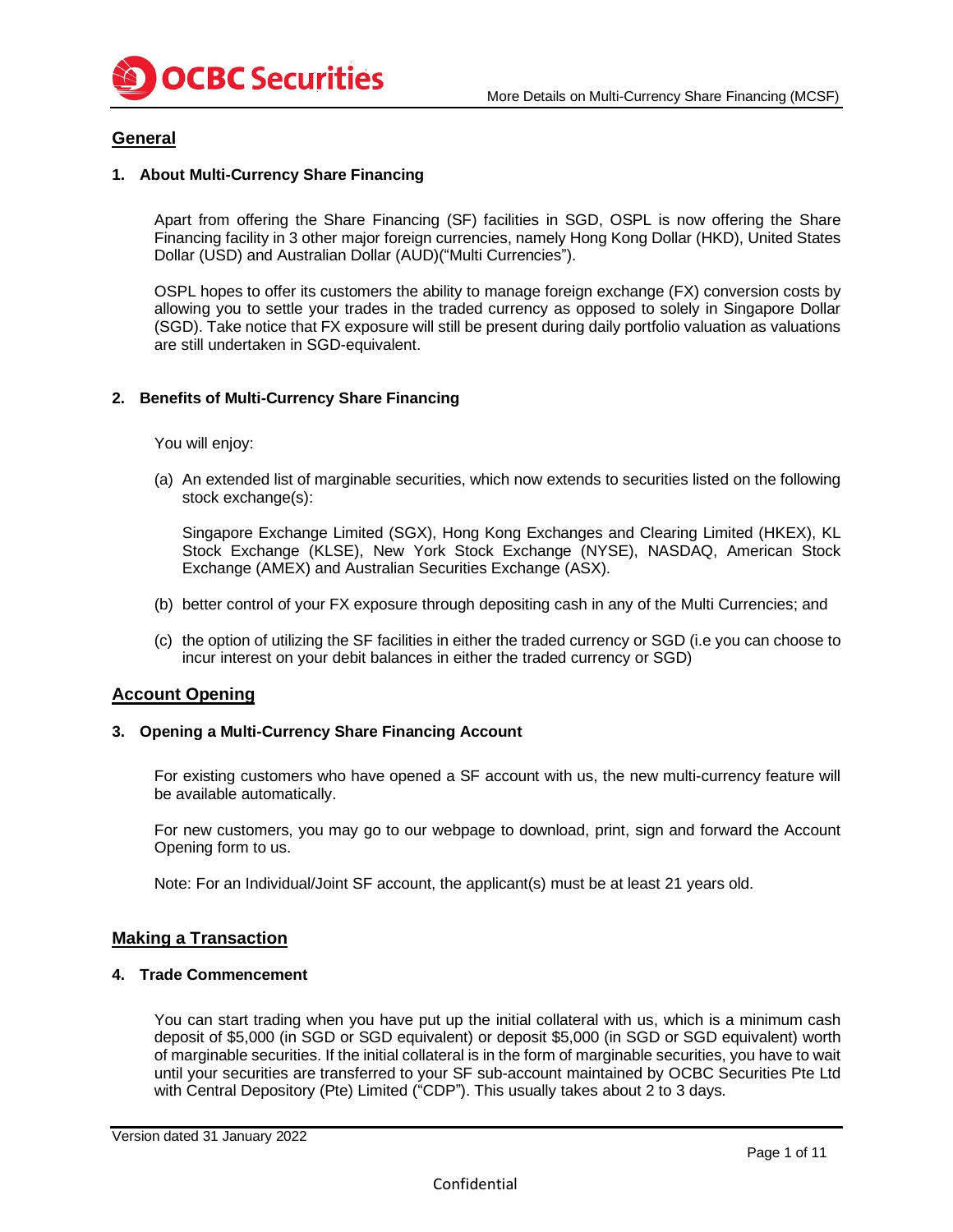## General

### 1. About Multi-Currency Share Financing

Apart from offering the Share Financing (SF) facilities in SGD, OSPL is now offering the Share Financing facility in 3 other major foreign currencies, namely Hong Kong Dollar (HKD), United States Dollar (USD) and Australian Dollar (AUD)("Multi Currencies").

OSPL hopes to offer its customers the ability to manage foreign exchange (FX) conversion costs by allowing you to settle your trades in the traded currency as opposed to solely in Singapore Dollar (SGD). Take notice that FX exposure will still be present during daily portfolio valuation as valuations are still undertaken in SGD-equivalent.

### 2. Benefits of Multi-Currency Share Financing

You will enjoy:

(a) An extended list of marginable securities, which now extends to securities listed on the following stock exchange(s):

Singapore Exchange Limited (SGX), Hong Kong Exchanges and Clearing Limited (HKEX), KL Stock Exchange (KLSE), New York Stock Exchange (NYSE), NASDAQ, American Stock Exchange (AMEX) and Australian Securities Exchange (ASX).

(b) better control of your FX exposure through depositing cash in any of the Multi Currencies; and

(c) the option of utilizing the SF facilities in either the traded currency or SGD (i.e you can choose to incur interest on your debit balances in either the traded currency or SGD)

## Account Opening

### 3. Opening a Multi-Currency Share Financing Account

For existing customers who have opened a SF account with us, the new multi-currency feature will be available automatically.

For new customers, you may go to our webpage to download, print, sign and forward the Account Opening form to us.

Note: For an Individual/Joint SF account, the applicant(s) must be at least 21 years old.

## Making a Transaction

### 4. Trade Commencement

You can start trading when you have put up the initial collateral with us, which is a minimum cash deposit of $5,000 (in SGD or SGD equivalent) or deposit $5,000 (in SGD or SGD equivalent) worth of marginable securities. If the initial collateral is in the form of marginable securities, you have to wait until your securities are transferred to your SF sub-account maintained by OCBC Securities Pte Ltd with Central Depository (Pte) Limited ("CDP"). This usually takes about 2 to 3 days.

Version dated 31 January 2022

Confidential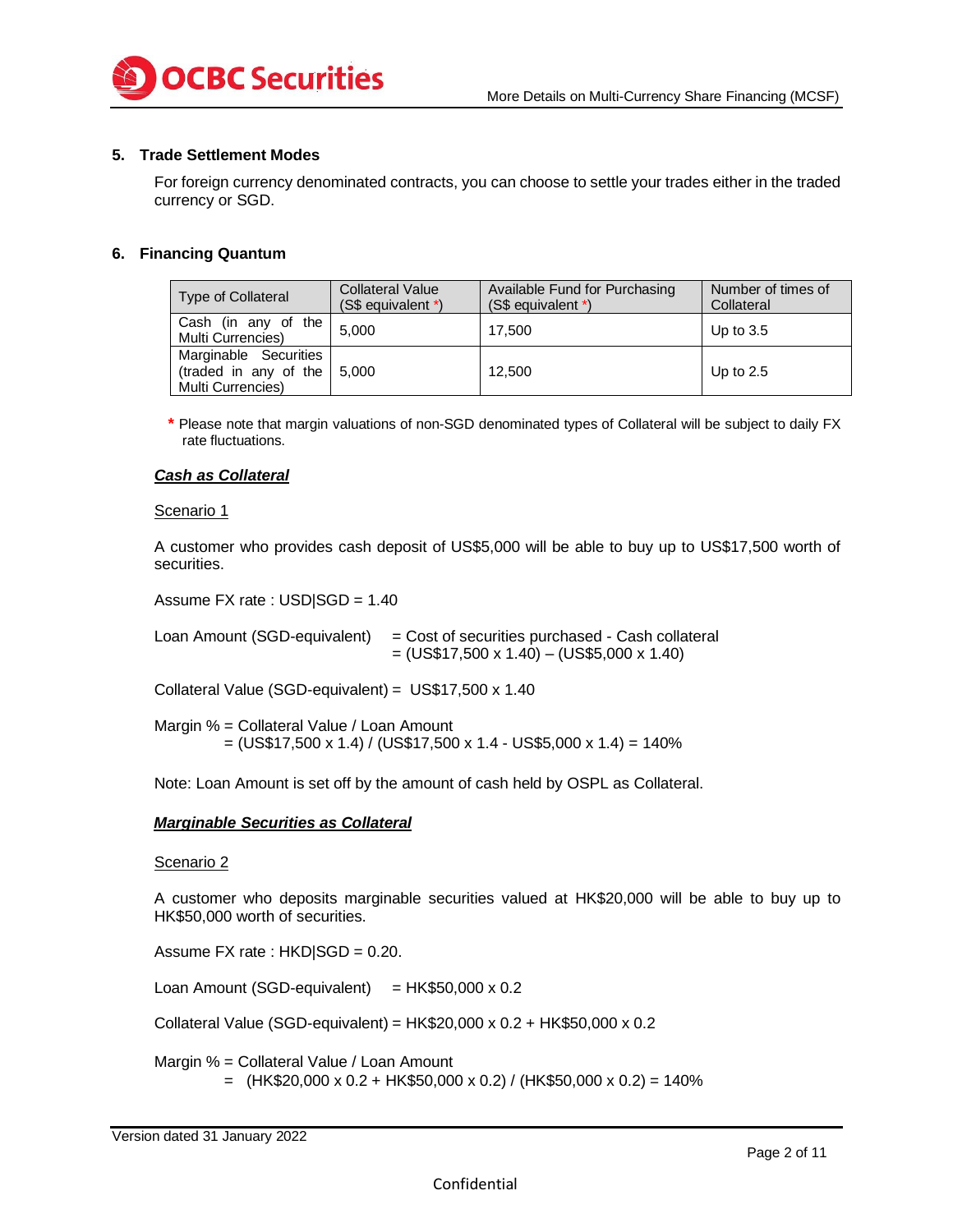## 5. Trade Settlement Modes

For foreign currency denominated contracts, you can choose to settle your trades either in the traded currency or SGD.

## 6. Financing Quantum

| Type of Collateral | Collateral Value (S$ equivalent *) | Available Fund for Purchasing (S$ equivalent *) | Number of times of Collateral |
|---|---|---|---|
| Cash (in any of the Multi Currencies) | 5,000 | 17,500 | Up to 3.5 |
| Marginable Securities (traded in any of the Multi Currencies) | 5,000 | 12,500 | Up to 2.5 |

\* Please note that margin valuations of non-SGD denominated types of Collateral will be subject to daily FX rate fluctuations.

***Cash as Collateral***

Scenario 1

A customer who provides cash deposit of US$5,000 will be able to buy up to US$17,500 worth of securities.

Assume FX rate : USD|SGD = 1.40

Loan Amount (SGD-equivalent) = Cost of securities purchased - Cash collateral
= (US$17,500 x 1.40) – (US$5,000 x 1.40)

Collateral Value (SGD-equivalent) = US$17,500 x 1.40

Margin % = Collateral Value / Loan Amount
= (US$17,500 x 1.4) / (US$17,500 x 1.4 - US$5,000 x 1.4) = 140%

Note: Loan Amount is set off by the amount of cash held by OSPL as Collateral.

***Marginable Securities as Collateral***

Scenario 2

A customer who deposits marginable securities valued at HK$20,000 will be able to buy up to HK$50,000 worth of securities.

Assume FX rate : HKD|SGD = 0.20.

Loan Amount (SGD-equivalent) = HK$50,000 x 0.2

Collateral Value (SGD-equivalent) = HK$20,000 x 0.2 + HK$50,000 x 0.2

Margin % = Collateral Value / Loan Amount
= (HK$20,000 x 0.2 + HK$50,000 x 0.2) / (HK$50,000 x 0.2) = 140%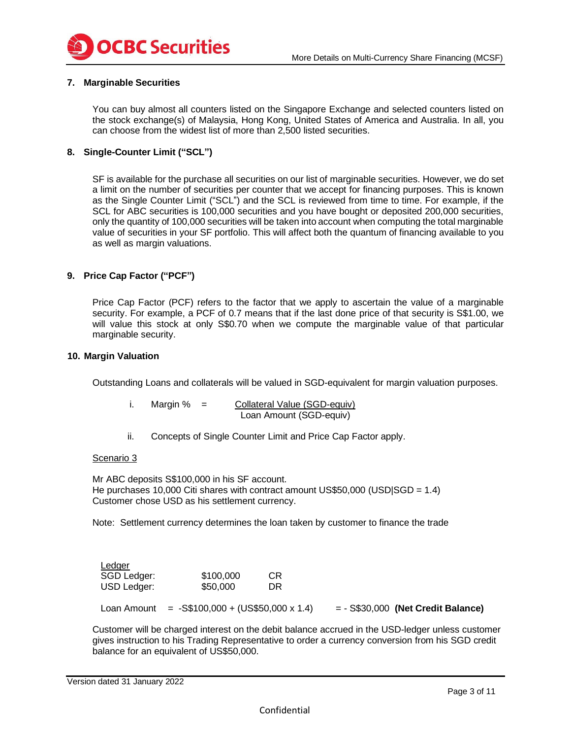### 7. Marginable Securities

You can buy almost all counters listed on the Singapore Exchange and selected counters listed on the stock exchange(s) of Malaysia, Hong Kong, United States of America and Australia. In all, you can choose from the widest list of more than 2,500 listed securities.

### 8. Single-Counter Limit ("SCL")

SF is available for the purchase all securities on our list of marginable securities. However, we do set a limit on the number of securities per counter that we accept for financing purposes. This is known as the Single Counter Limit ("SCL") and the SCL is reviewed from time to time. For example, if the SCL for ABC securities is 100,000 securities and you have bought or deposited 200,000 securities, only the quantity of 100,000 securities will be taken into account when computing the total marginable value of securities in your SF portfolio. This will affect both the quantum of financing available to you as well as margin valuations.

### 9. Price Cap Factor ("PCF")

Price Cap Factor (PCF) refers to the factor that we apply to ascertain the value of a marginable security. For example, a PCF of 0.7 means that if the last done price of that security is S$1.00, we will value this stock at only S$0.70 when we compute the marginable value of that particular marginable security.

### 10. Margin Valuation

Outstanding Loans and collaterals will be valued in SGD-equivalent for margin valuation purposes.

i. $$\text{Margin \%} = \frac{\text{Collateral Value (SGD-equiv)}}{\text{Loan Amount (SGD-equiv)}}$$

ii. Concepts of Single Counter Limit and Price Cap Factor apply.

<u>Scenario 3</u>

Mr ABC deposits S$100,000 in his SF account.
He purchases 10,000 Citi shares with contract amount US$50,000 (USD|SGD = 1.4)
Customer chose USD as his settlement currency.

Note: Settlement currency determines the loan taken by customer to finance the trade

<u>Ledger</u>

| | | |
|---|---|---|
| SGD Ledger: | $100,000 | CR |
| USD Ledger: | $50,000 | DR |

Loan Amount = -S$100,000 + (US$50,000 x 1.4) = - S$30,000 **(Net Credit Balance)**

Customer will be charged interest on the debit balance accrued in the USD-ledger unless customer gives instruction to his Trading Representative to order a currency conversion from his SGD credit balance for an equivalent of US$50,000.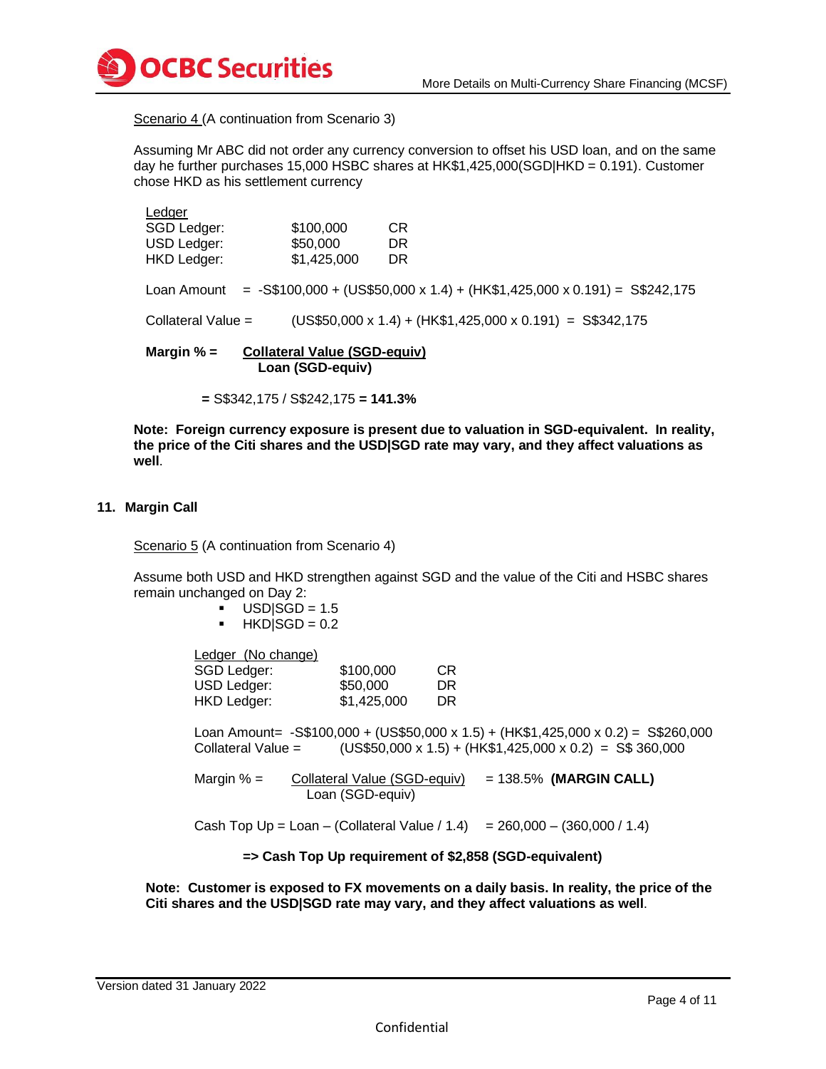Scenario 4 (A continuation from Scenario 3)

Assuming Mr ABC did not order any currency conversion to offset his USD loan, and on the same day he further purchases 15,000 HSBC shares at HK$1,425,000(SGD|HKD = 0.191). Customer chose HKD as his settlement currency

| Ledger | | |
|---|---|---|
| SGD Ledger: | $100,000 | CR |
| USD Ledger: | $50,000 | DR |
| HKD Ledger: | $1,425,000 | DR |

Loan Amount = -S$100,000 + (US$50,000 x 1.4) + (HK$1,425,000 x 0.191) = S$242,175

Collateral Value = (US$50,000 x 1.4) + (HK$1,425,000 x 0.191) = S$342,175

**Margin % = Collateral Value (SGD-equiv) / Loan (SGD-equiv)**

**=** S$342,175 / S$242,175 **= 141.3%**

**Note: Foreign currency exposure is present due to valuation in SGD-equivalent. In reality, the price of the Citi shares and the USD|SGD rate may vary, and they affect valuations as well**.

## 11. Margin Call

Scenario 5 (A continuation from Scenario 4)

Assume both USD and HKD strengthen against SGD and the value of the Citi and HSBC shares remain unchanged on Day 2:

- USD|SGD = 1.5
- HKD|SGD = 0.2

| Ledger (No change) | | |
|---|---|---|
| SGD Ledger: | $100,000 | CR |
| USD Ledger: | $50,000 | DR |
| HKD Ledger: | $1,425,000 | DR |

Loan Amount= -S$100,000 + (US$50,000 x 1.5) + (HK$1,425,000 x 0.2) = S$260,000
Collateral Value = (US$50,000 x 1.5) + (HK$1,425,000 x 0.2) = S$ 360,000

Margin % = Collateral Value (SGD-equiv) / Loan (SGD-equiv) = 138.5% **(MARGIN CALL)**

Cash Top Up = Loan – (Collateral Value / 1.4) = 260,000 – (360,000 / 1.4)

**=> Cash Top Up requirement of $2,858 (SGD-equivalent)**

**Note: Customer is exposed to FX movements on a daily basis. In reality, the price of the Citi shares and the USD|SGD rate may vary, and they affect valuations as well**.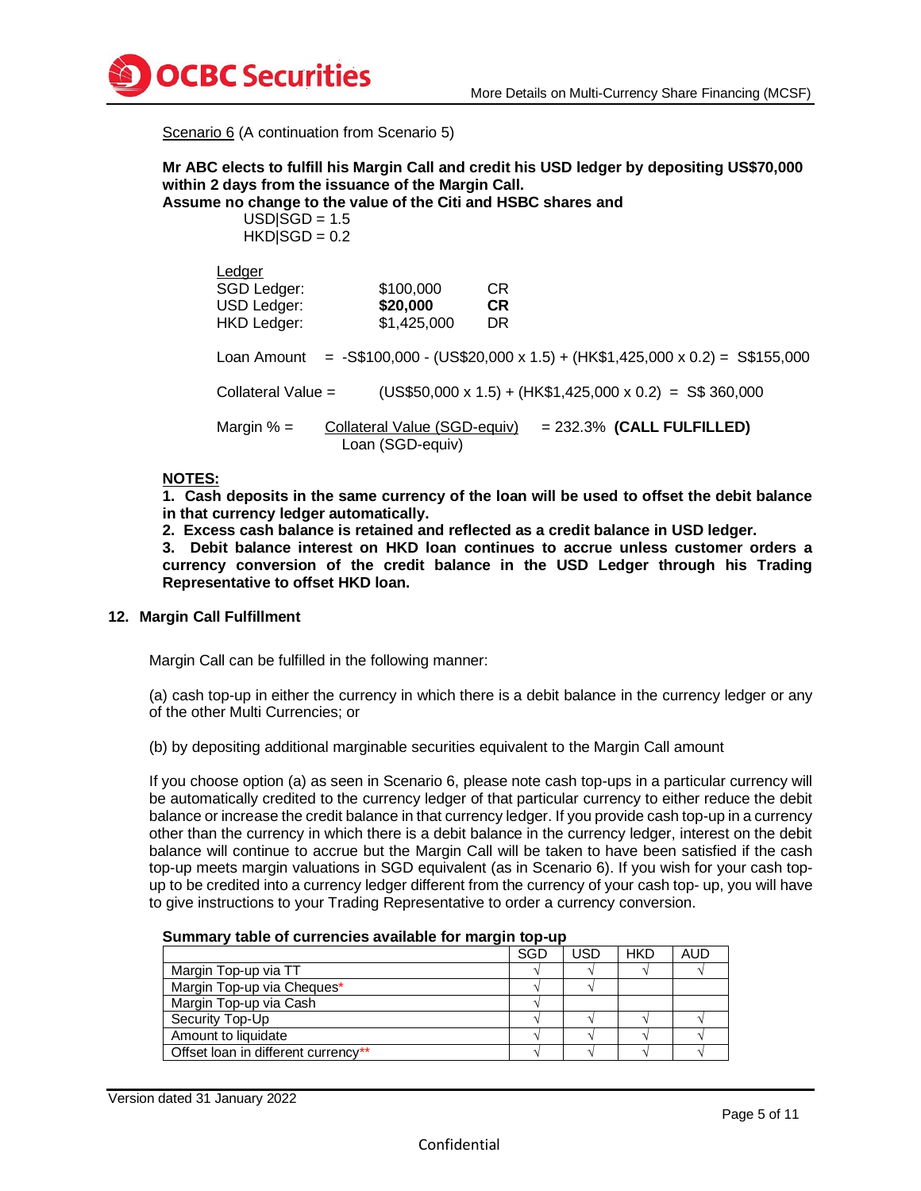Scenario 6 (A continuation from Scenario 5)

**Mr ABC elects to fulfill his Margin Call and credit his USD ledger by depositing US$70,000 within 2 days from the issuance of the Margin Call.**
**Assume no change to the value of the Citi and HSBC shares and**

USD|SGD = 1.5
HKD|SGD = 0.2

Ledger

| | | |
|---|---|---|
| SGD Ledger: | $100,000 | CR |
| USD Ledger: | **$20,000** | **CR** |
| HKD Ledger: | $1,425,000 | DR |

Loan Amount = -S$100,000 - (US$20,000 x 1.5) + (HK$1,425,000 x 0.2) = S$155,000

Collateral Value = (US$50,000 x 1.5) + (HK$1,425,000 x 0.2) = S$ 360,000

Margin % = Collateral Value (SGD-equiv) / Loan (SGD-equiv) = 232.3% **(CALL FULFILLED)**

**NOTES:**

**1. Cash deposits in the same currency of the loan will be used to offset the debit balance in that currency ledger automatically.**

**2. Excess cash balance is retained and reflected as a credit balance in USD ledger.**

**3. Debit balance interest on HKD loan continues to accrue unless customer orders a currency conversion of the credit balance in the USD Ledger through his Trading Representative to offset HKD loan.**

## 12. Margin Call Fulfillment

Margin Call can be fulfilled in the following manner:

(a) cash top-up in either the currency in which there is a debit balance in the currency ledger or any of the other Multi Currencies; or

(b) by depositing additional marginable securities equivalent to the Margin Call amount

If you choose option (a) as seen in Scenario 6, please note cash top-ups in a particular currency will be automatically credited to the currency ledger of that particular currency to either reduce the debit balance or increase the credit balance in that currency ledger. If you provide cash top-up in a currency other than the currency in which there is a debit balance in the currency ledger, interest on the debit balance will continue to accrue but the Margin Call will be taken to have been satisfied if the cash top-up meets margin valuations in SGD equivalent (as in Scenario 6). If you wish for your cash top-up to be credited into a currency ledger different from the currency of your cash top- up, you will have to give instructions to your Trading Representative to order a currency conversion.

**Summary table of currencies available for margin top-up**

| | SGD | USD | HKD | AUD |
|---|---|---|---|---|
| Margin Top-up via TT | √ | √ | √ | √ |
| Margin Top-up via Cheques* | √ | √ | | |
| Margin Top-up via Cash | √ | | | |
| Security Top-Up | √ | √ | √ | √ |
| Amount to liquidate | √ | √ | √ | √ |
| Offset loan in different currency** | √ | √ | √ | √ |

Version dated 31 January 2022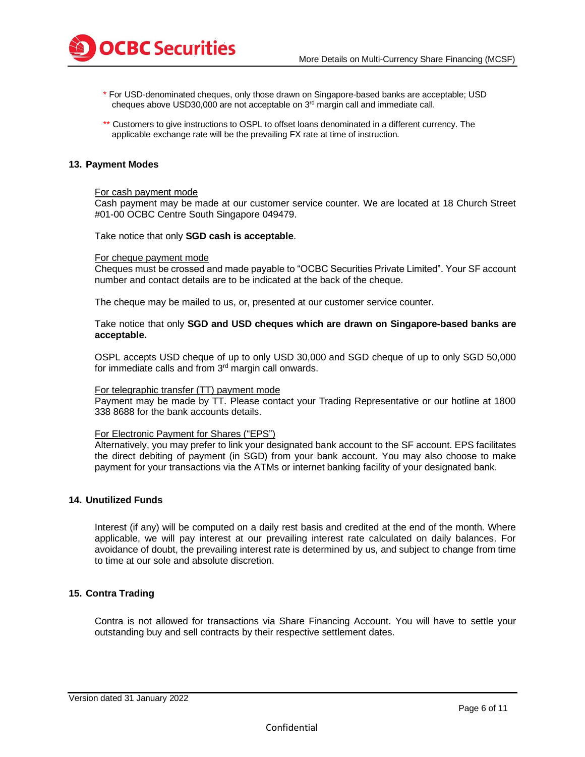\* For USD-denominated cheques, only those drawn on Singapore-based banks are acceptable; USD cheques above USD30,000 are not acceptable on 3rd margin call and immediate call.

\*\* Customers to give instructions to OSPL to offset loans denominated in a different currency. The applicable exchange rate will be the prevailing FX rate at time of instruction.

## 13. Payment Modes

For cash payment mode

Cash payment may be made at our customer service counter. We are located at 18 Church Street #01-00 OCBC Centre South Singapore 049479.

Take notice that only **SGD cash is acceptable**.

For cheque payment mode

Cheques must be crossed and made payable to "OCBC Securities Private Limited". Your SF account number and contact details are to be indicated at the back of the cheque.

The cheque may be mailed to us, or, presented at our customer service counter.

Take notice that only **SGD and USD cheques which are drawn on Singapore-based banks are acceptable.**

OSPL accepts USD cheque of up to only USD 30,000 and SGD cheque of up to only SGD 50,000 for immediate calls and from 3rd margin call onwards.

For telegraphic transfer (TT) payment mode

Payment may be made by TT. Please contact your Trading Representative or our hotline at 1800 338 8688 for the bank accounts details.

For Electronic Payment for Shares ("EPS")

Alternatively, you may prefer to link your designated bank account to the SF account. EPS facilitates the direct debiting of payment (in SGD) from your bank account. You may also choose to make payment for your transactions via the ATMs or internet banking facility of your designated bank.

## 14. Unutilized Funds

Interest (if any) will be computed on a daily rest basis and credited at the end of the month. Where applicable, we will pay interest at our prevailing interest rate calculated on daily balances. For avoidance of doubt, the prevailing interest rate is determined by us, and subject to change from time to time at our sole and absolute discretion.

## 15. Contra Trading

Contra is not allowed for transactions via Share Financing Account. You will have to settle your outstanding buy and sell contracts by their respective settlement dates.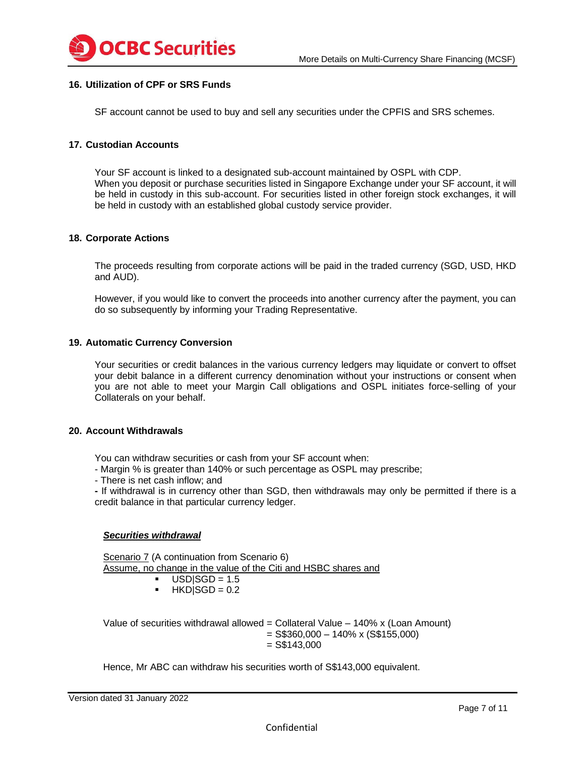## 16. Utilization of CPF or SRS Funds

SF account cannot be used to buy and sell any securities under the CPFIS and SRS schemes.

## 17. Custodian Accounts

Your SF account is linked to a designated sub-account maintained by OSPL with CDP. When you deposit or purchase securities listed in Singapore Exchange under your SF account, it will be held in custody in this sub-account. For securities listed in other foreign stock exchanges, it will be held in custody with an established global custody service provider.

## 18. Corporate Actions

The proceeds resulting from corporate actions will be paid in the traded currency (SGD, USD, HKD and AUD).

However, if you would like to convert the proceeds into another currency after the payment, you can do so subsequently by informing your Trading Representative.

## 19. Automatic Currency Conversion

Your securities or credit balances in the various currency ledgers may liquidate or convert to offset your debit balance in a different currency denomination without your instructions or consent when you are not able to meet your Margin Call obligations and OSPL initiates force-selling of your Collaterals on your behalf.

## 20. Account Withdrawals

You can withdraw securities or cash from your SF account when:
- Margin % is greater than 140% or such percentage as OSPL may prescribe;
- There is net cash inflow; and
- If withdrawal is in currency other than SGD, then withdrawals may only be permitted if there is a credit balance in that particular currency ledger.

***Securities withdrawal***

Scenario 7 (A continuation from Scenario 6)
Assume, no change in the value of the Citi and HSBC shares and

- USD|SGD = 1.5
- HKD|SGD = 0.2

Value of securities withdrawal allowed = Collateral Value – 140% x (Loan Amount)
= S$360,000 – 140% x (S$155,000)
= S$143,000

Hence, Mr ABC can withdraw his securities worth of S$143,000 equivalent.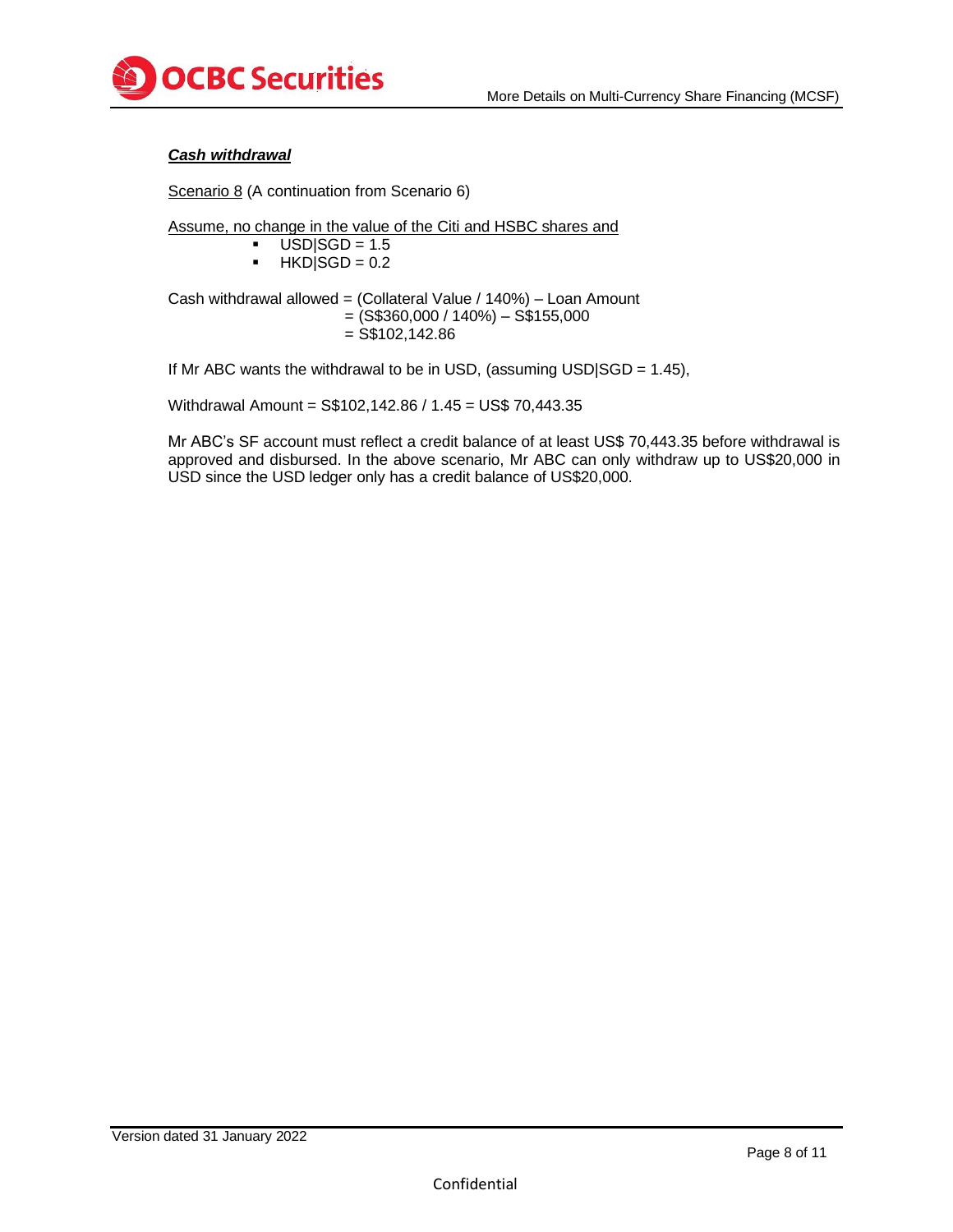***Cash withdrawal***

Scenario 8 (A continuation from Scenario 6)

Assume, no change in the value of the Citi and HSBC shares and

- USD|SGD = 1.5
- HKD|SGD = 0.2

Cash withdrawal allowed = (Collateral Value / 140%) – Loan Amount
= (S$360,000 / 140%) – S$155,000
= S$102,142.86

If Mr ABC wants the withdrawal to be in USD, (assuming USD|SGD = 1.45),

Withdrawal Amount = S$102,142.86 / 1.45 = US$ 70,443.35

Mr ABC's SF account must reflect a credit balance of at least US$ 70,443.35 before withdrawal is approved and disbursed. In the above scenario, Mr ABC can only withdraw up to US$20,000 in USD since the USD ledger only has a credit balance of US$20,000.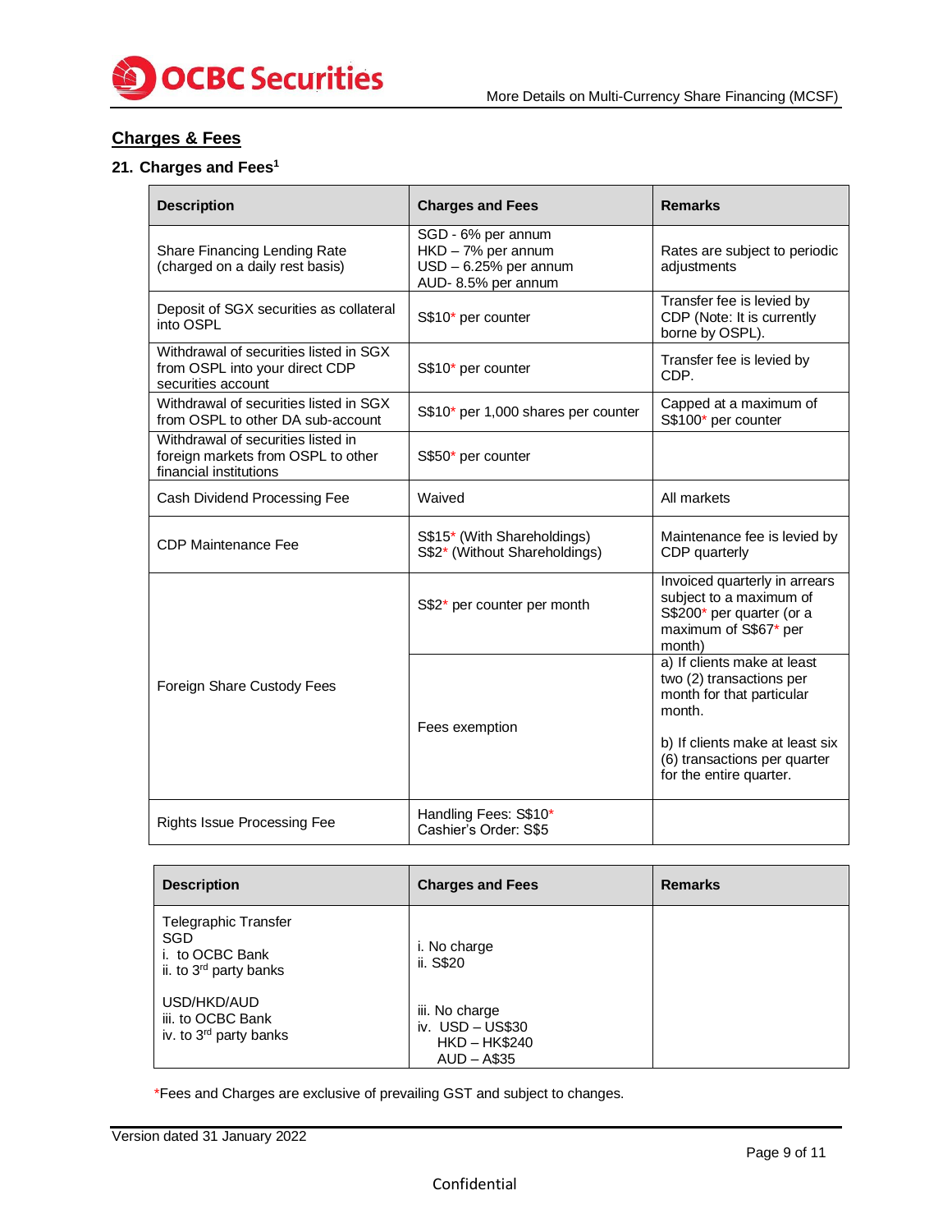## Charges & Fees

### 21. Charges and Fees[1]

| Description | Charges and Fees | Remarks |
|---|---|---|
| Share Financing Lending Rate (charged on a daily rest basis) | SGD - 6% per annum<br>HKD – 7% per annum<br>USD – 6.25% per annum<br>AUD- 8.5% per annum | Rates are subject to periodic adjustments |
| Deposit of SGX securities as collateral into OSPL | S$10* per counter | Transfer fee is levied by CDP (Note: It is currently borne by OSPL). |
| Withdrawal of securities listed in SGX from OSPL into your direct CDP securities account | S$10* per counter | Transfer fee is levied by CDP. |
| Withdrawal of securities listed in SGX from OSPL to other DA sub-account | S$10* per 1,000 shares per counter | Capped at a maximum of S$100* per counter |
| Withdrawal of securities listed in foreign markets from OSPL to other financial institutions | S$50* per counter | |
| Cash Dividend Processing Fee | Waived | All markets |
| CDP Maintenance Fee | S$15* (With Shareholdings)<br>S$2* (Without Shareholdings) | Maintenance fee is levied by CDP quarterly |
| Foreign Share Custody Fees | S$2* per counter per month | Invoiced quarterly in arrears subject to a maximum of S$200* per quarter (or a maximum of S$67* per month) |
| | Fees exemption | a) If clients make at least two (2) transactions per month for that particular month.<br><br>b) If clients make at least six (6) transactions per quarter for the entire quarter. |
| Rights Issue Processing Fee | Handling Fees: S$10*<br>Cashier's Order: S$5 | |

| Description | Charges and Fees | Remarks |
|---|---|---|
| Telegraphic Transfer<br>SGD<br>i. to OCBC Bank<br>ii. to 3rd party banks<br><br>USD/HKD/AUD<br>iii. to OCBC Bank<br>iv. to 3rd party banks | i. No charge<br>ii. S$20<br><br>iii. No charge<br>iv. USD – US$30<br>HKD – HK$240<br>AUD – A$35 | |

*Fees and Charges are exclusive of prevailing GST and subject to changes.

Version dated 31 January 2022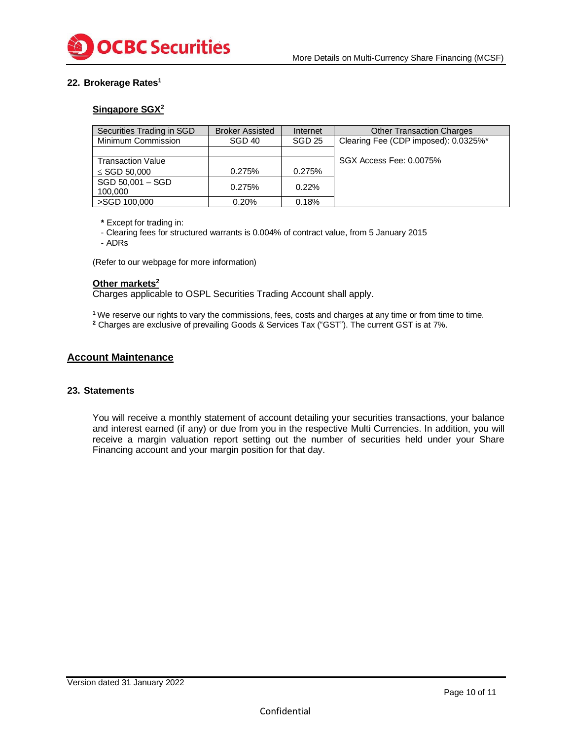## 22. Brokerage Rates[1]

### Singapore SGX[2]

| Securities Trading in SGD | Broker Assisted | Internet | Other Transaction Charges |
|---|---|---|---|
| Minimum Commission | SGD 40 | SGD 25 | Clearing Fee (CDP imposed): 0.0325%* |
| | | | |
| Transaction Value | | | SGX Access Fee: 0.0075% |
| ≤ SGD 50,000 | 0.275% | 0.275% | |
| SGD 50,001 – SGD 100,000 | 0.275% | 0.22% | |
| >SGD 100,000 | 0.20% | 0.18% | |

**\*** Except for trading in:
- Clearing fees for structured warrants is 0.004% of contract value, from 5 January 2015
- ADRs

(Refer to our webpage for more information)

### Other markets[2]

Charges applicable to OSPL Securities Trading Account shall apply.

[1] We reserve our rights to vary the commissions, fees, costs and charges at any time or from time to time.
[2] Charges are exclusive of prevailing Goods & Services Tax ("GST"). The current GST is at 7%.

## Account Maintenance

## 23. Statements

You will receive a monthly statement of account detailing your securities transactions, your balance and interest earned (if any) or due from you in the respective Multi Currencies. In addition, you will receive a margin valuation report setting out the number of securities held under your Share Financing account and your margin position for that day.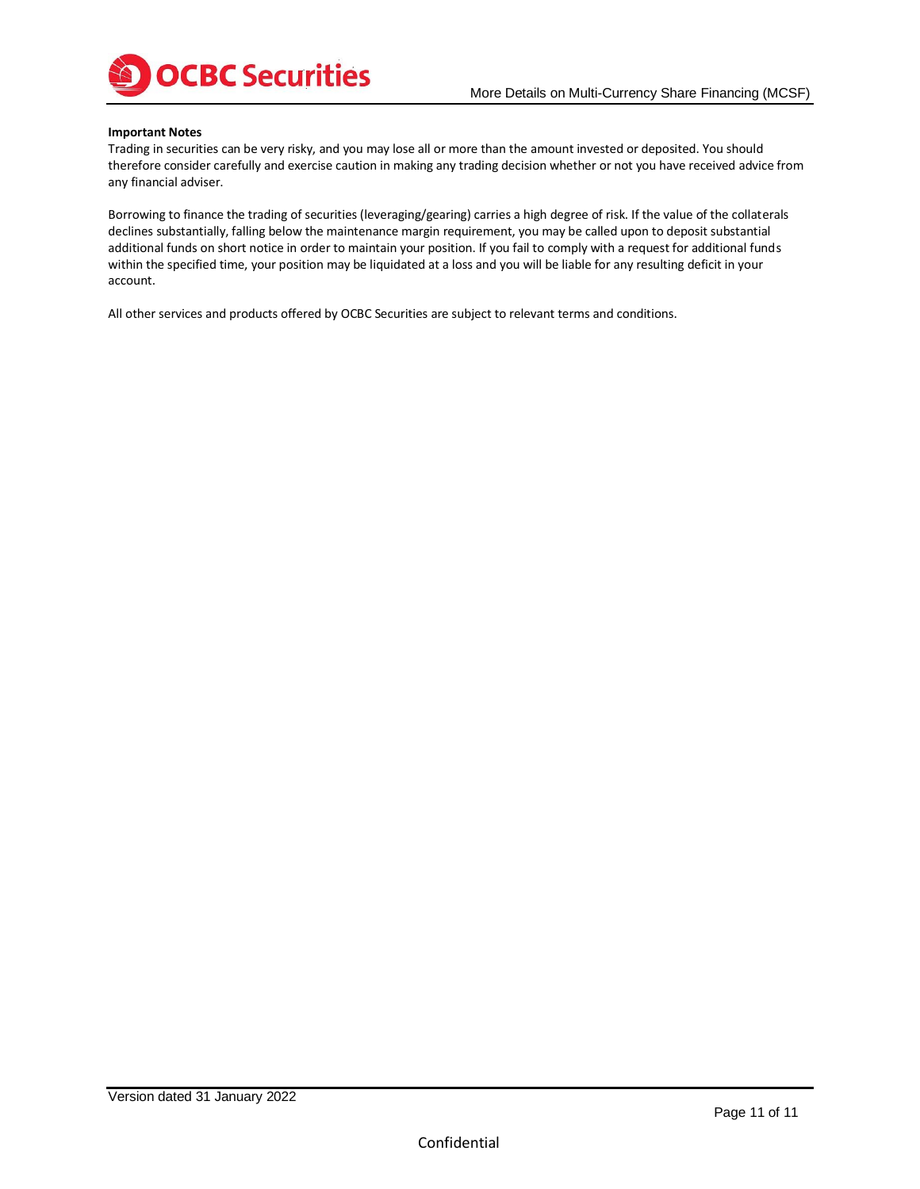**Important Notes**

Trading in securities can be very risky, and you may lose all or more than the amount invested or deposited. You should therefore consider carefully and exercise caution in making any trading decision whether or not you have received advice from any financial adviser.

Borrowing to finance the trading of securities (leveraging/gearing) carries a high degree of risk. If the value of the collaterals declines substantially, falling below the maintenance margin requirement, you may be called upon to deposit substantial additional funds on short notice in order to maintain your position. If you fail to comply with a request for additional funds within the specified time, your position may be liquidated at a loss and you will be liable for any resulting deficit in your account.

All other services and products offered by OCBC Securities are subject to relevant terms and conditions.